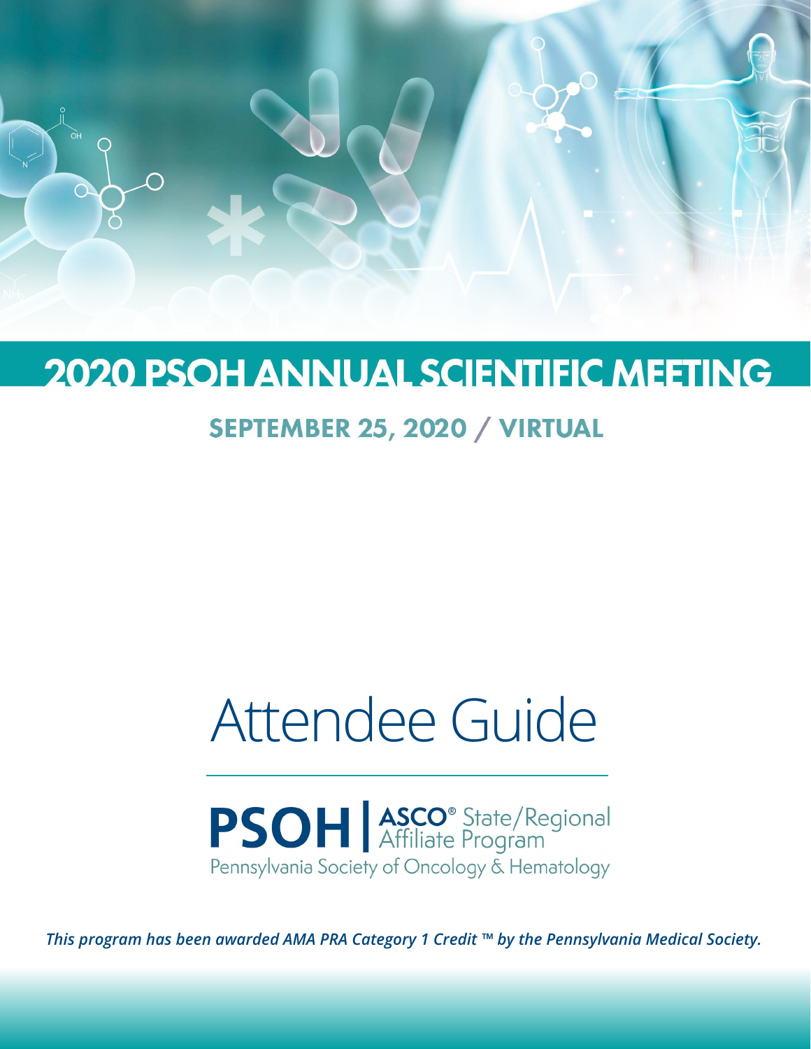# 2020 PSOH ANNUAL SCIENTIFIC MEETING

## SEPTEMBER 25, 2020 / VIRTUAL

# Attendee Guide

**PSOH** | **ASCO®** State/Regional Affiliate Program

Pennsylvania Society of Oncology & Hematology

***This program has been awarded AMA PRA Category 1 Credit ™ by the Pennsylvania Medical Society.***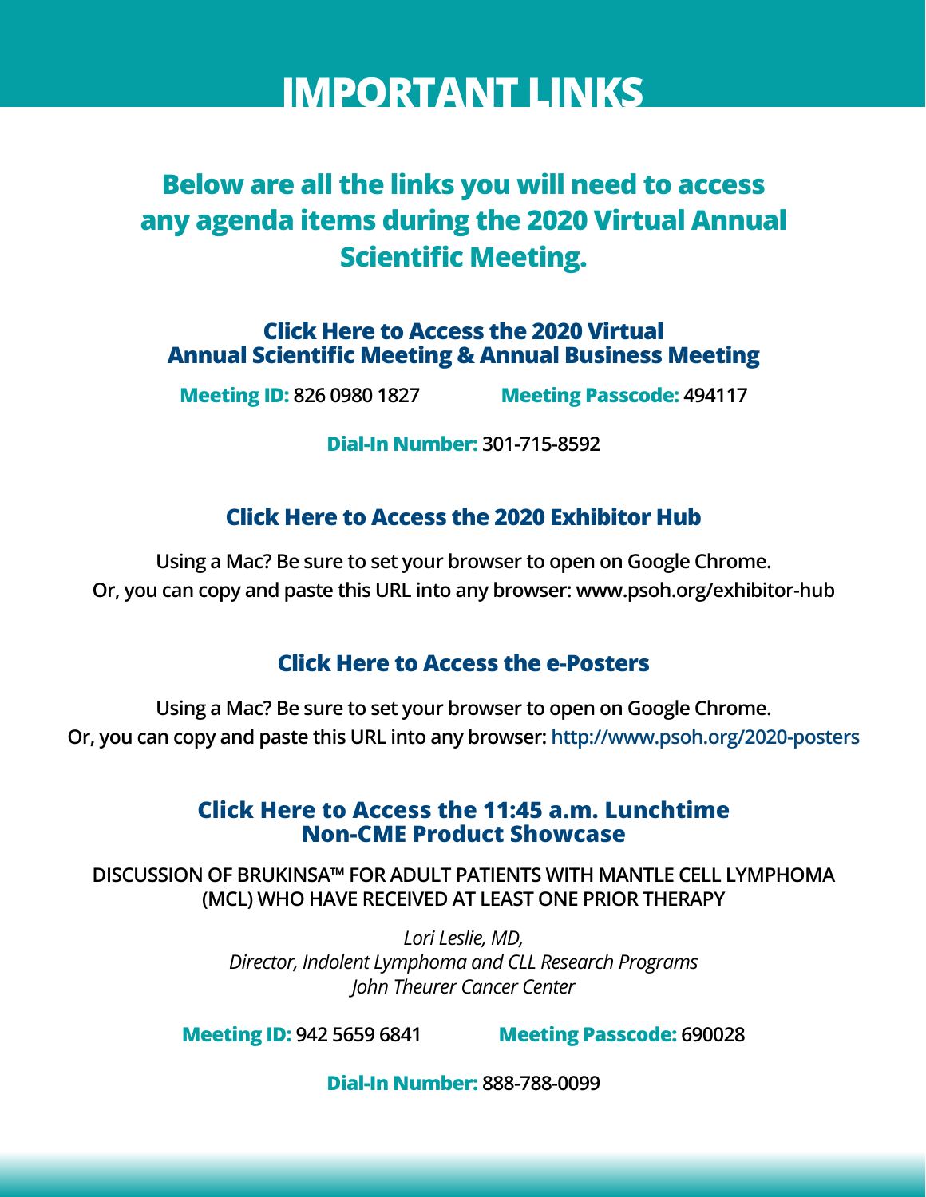# IMPORTANT LINKS

## Below are all the links you will need to access any agenda items during the 2020 Virtual Annual Scientific Meeting.

### Click Here to Access the 2020 Virtual Annual Scientific Meeting & Annual Business Meeting

**Meeting ID:** 826 0980 1827 **Meeting Passcode:** 494117

**Dial-In Number:** 301-715-8592

### Click Here to Access the 2020 Exhibitor Hub

Using a Mac? Be sure to set your browser to open on Google Chrome.
Or, you can copy and paste this URL into any browser: www.psoh.org/exhibitor-hub

### Click Here to Access the e-Posters

Using a Mac? Be sure to set your browser to open on Google Chrome.
Or, you can copy and paste this URL into any browser: http://www.psoh.org/2020-posters

### Click Here to Access the 11:45 a.m. Lunchtime Non-CME Product Showcase

DISCUSSION OF BRUKINSA™ FOR ADULT PATIENTS WITH MANTLE CELL LYMPHOMA (MCL) WHO HAVE RECEIVED AT LEAST ONE PRIOR THERAPY

*Lori Leslie, MD,*
*Director, Indolent Lymphoma and CLL Research Programs*
*John Theurer Cancer Center*

**Meeting ID:** 942 5659 6841 **Meeting Passcode:** 690028

**Dial-In Number:** 888-788-0099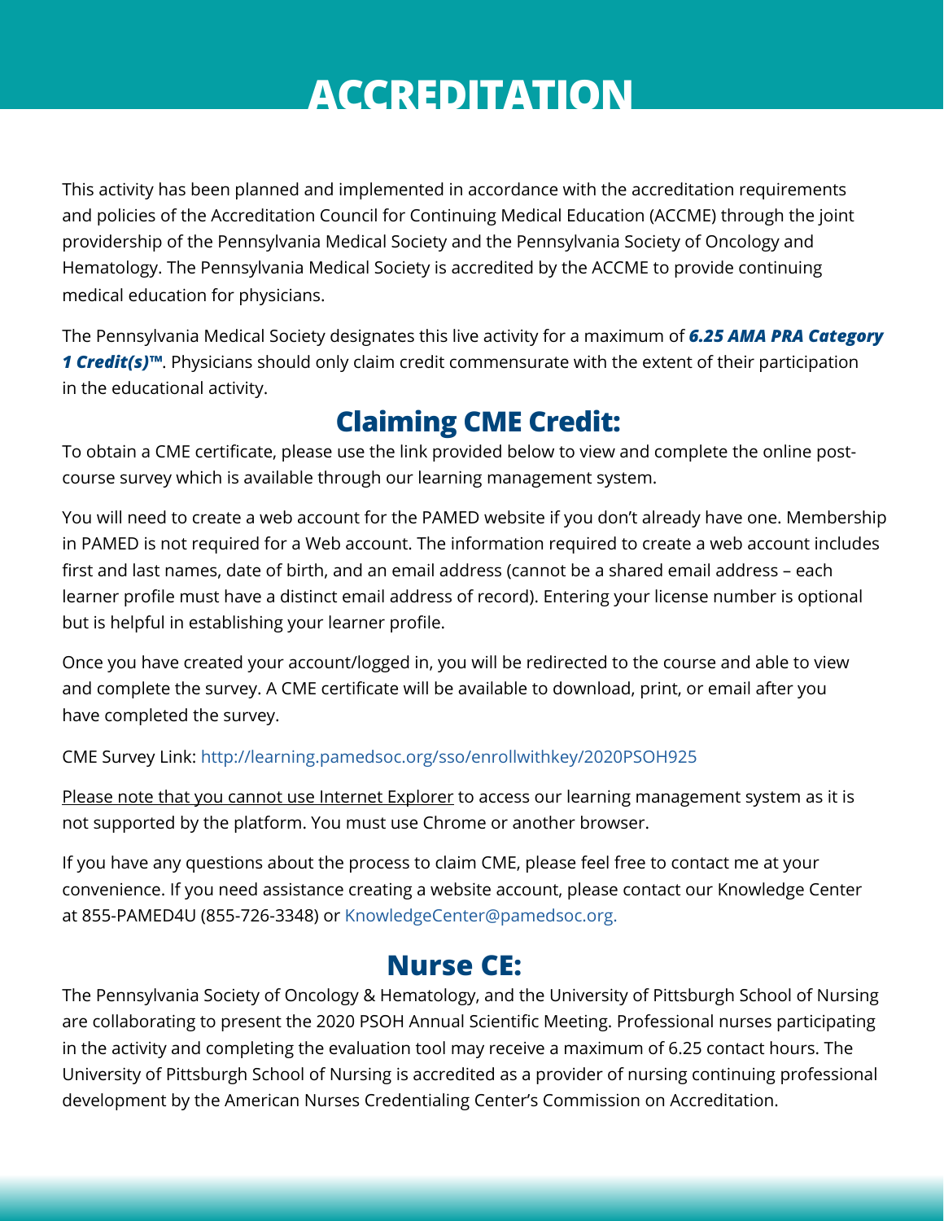# ACCREDITATION

This activity has been planned and implemented in accordance with the accreditation requirements and policies of the Accreditation Council for Continuing Medical Education (ACCME) through the joint providership of the Pennsylvania Medical Society and the Pennsylvania Society of Oncology and Hematology. The Pennsylvania Medical Society is accredited by the ACCME to provide continuing medical education for physicians.

The Pennsylvania Medical Society designates this live activity for a maximum of ***6.25 AMA PRA Category 1 Credit(s)™***. Physicians should only claim credit commensurate with the extent of their participation in the educational activity.

## Claiming CME Credit:

To obtain a CME certificate, please use the link provided below to view and complete the online post-course survey which is available through our learning management system.

You will need to create a web account for the PAMED website if you don't already have one. Membership in PAMED is not required for a Web account. The information required to create a web account includes first and last names, date of birth, and an email address (cannot be a shared email address – each learner profile must have a distinct email address of record). Entering your license number is optional but is helpful in establishing your learner profile.

Once you have created your account/logged in, you will be redirected to the course and able to view and complete the survey. A CME certificate will be available to download, print, or email after you have completed the survey.

CME Survey Link: http://learning.pamedsoc.org/sso/enrollwithkey/2020PSOH925

Please note that you cannot use Internet Explorer to access our learning management system as it is not supported by the platform. You must use Chrome or another browser.

If you have any questions about the process to claim CME, please feel free to contact me at your convenience. If you need assistance creating a website account, please contact our Knowledge Center at 855-PAMED4U (855-726-3348) or KnowledgeCenter@pamedsoc.org.

## Nurse CE:

The Pennsylvania Society of Oncology & Hematology, and the University of Pittsburgh School of Nursing are collaborating to present the 2020 PSOH Annual Scientific Meeting. Professional nurses participating in the activity and completing the evaluation tool may receive a maximum of 6.25 contact hours. The University of Pittsburgh School of Nursing is accredited as a provider of nursing continuing professional development by the American Nurses Credentialing Center's Commission on Accreditation.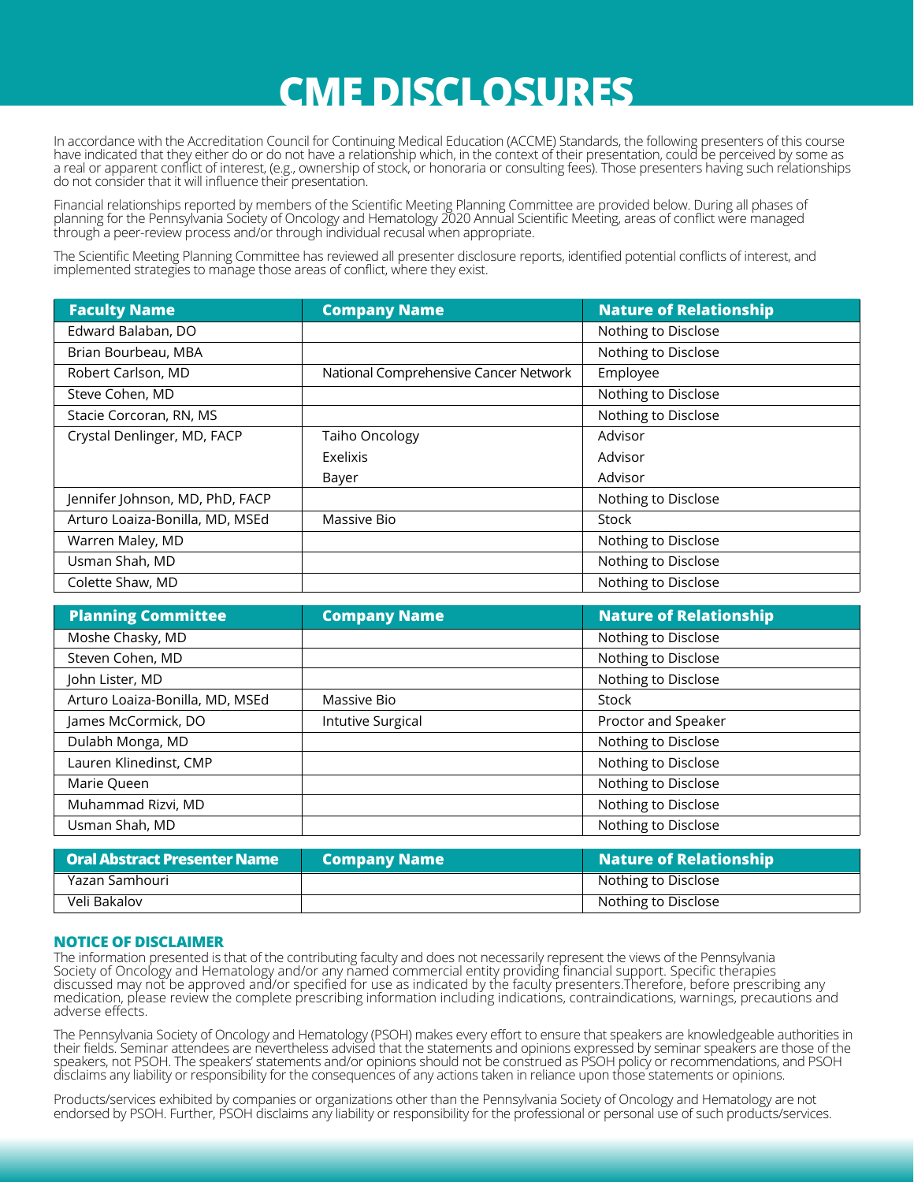# CME DISCLOSURES

In accordance with the Accreditation Council for Continuing Medical Education (ACCME) Standards, the following presenters of this course have indicated that they either do or do not have a relationship which, in the context of their presentation, could be perceived by some as a real or apparent conflict of interest, (e.g., ownership of stock, or honoraria or consulting fees). Those presenters having such relationships do not consider that it will influence their presentation.

Financial relationships reported by members of the Scientific Meeting Planning Committee are provided below. During all phases of planning for the Pennsylvania Society of Oncology and Hematology 2020 Annual Scientific Meeting, areas of conflict were managed through a peer-review process and/or through individual recusal when appropriate.

The Scientific Meeting Planning Committee has reviewed all presenter disclosure reports, identified potential conflicts of interest, and implemented strategies to manage those areas of conflict, where they exist.

| Faculty Name | Company Name | Nature of Relationship |
|---|---|---|
| Edward Balaban, DO | | Nothing to Disclose |
| Brian Bourbeau, MBA | | Nothing to Disclose |
| Robert Carlson, MD | National Comprehensive Cancer Network | Employee |
| Steve Cohen, MD | | Nothing to Disclose |
| Stacie Corcoran, RN, MS | | Nothing to Disclose |
| Crystal Denlinger, MD, FACP | Taiho Oncology | Advisor |
| | Exelixis | Advisor |
| | Bayer | Advisor |
| Jennifer Johnson, MD, PhD, FACP | | Nothing to Disclose |
| Arturo Loaiza-Bonilla, MD, MSEd | Massive Bio | Stock |
| Warren Maley, MD | | Nothing to Disclose |
| Usman Shah, MD | | Nothing to Disclose |
| Colette Shaw, MD | | Nothing to Disclose |

| Planning Committee | Company Name | Nature of Relationship |
|---|---|---|
| Moshe Chasky, MD | | Nothing to Disclose |
| Steven Cohen, MD | | Nothing to Disclose |
| John Lister, MD | | Nothing to Disclose |
| Arturo Loaiza-Bonilla, MD, MSEd | Massive Bio | Stock |
| James McCormick, DO | Intutive Surgical | Proctor and Speaker |
| Dulabh Monga, MD | | Nothing to Disclose |
| Lauren Klinedinst, CMP | | Nothing to Disclose |
| Marie Queen | | Nothing to Disclose |
| Muhammad Rizvi, MD | | Nothing to Disclose |
| Usman Shah, MD | | Nothing to Disclose |

| Oral Abstract Presenter Name | Company Name | Nature of Relationship |
|---|---|---|
| Yazan Samhouri | | Nothing to Disclose |
| Veli Bakalov | | Nothing to Disclose |

**NOTICE OF DISCLAIMER**

The information presented is that of the contributing faculty and does not necessarily represent the views of the Pennsylvania Society of Oncology and Hematology and/or any named commercial entity providing financial support. Specific therapies discussed may not be approved and/or specified for use as indicated by the faculty presenters.Therefore, before prescribing any medication, please review the complete prescribing information including indications, contraindications, warnings, precautions and adverse effects.

The Pennsylvania Society of Oncology and Hematology (PSOH) makes every effort to ensure that speakers are knowledgeable authorities in their fields. Seminar attendees are nevertheless advised that the statements and opinions expressed by seminar speakers are those of the speakers, not PSOH. The speakers' statements and/or opinions should not be construed as PSOH policy or recommendations, and PSOH disclaims any liability or responsibility for the consequences of any actions taken in reliance upon those statements or opinions.

Products/services exhibited by companies or organizations other than the Pennsylvania Society of Oncology and Hematology are not endorsed by PSOH. Further, PSOH disclaims any liability or responsibility for the professional or personal use of such products/services.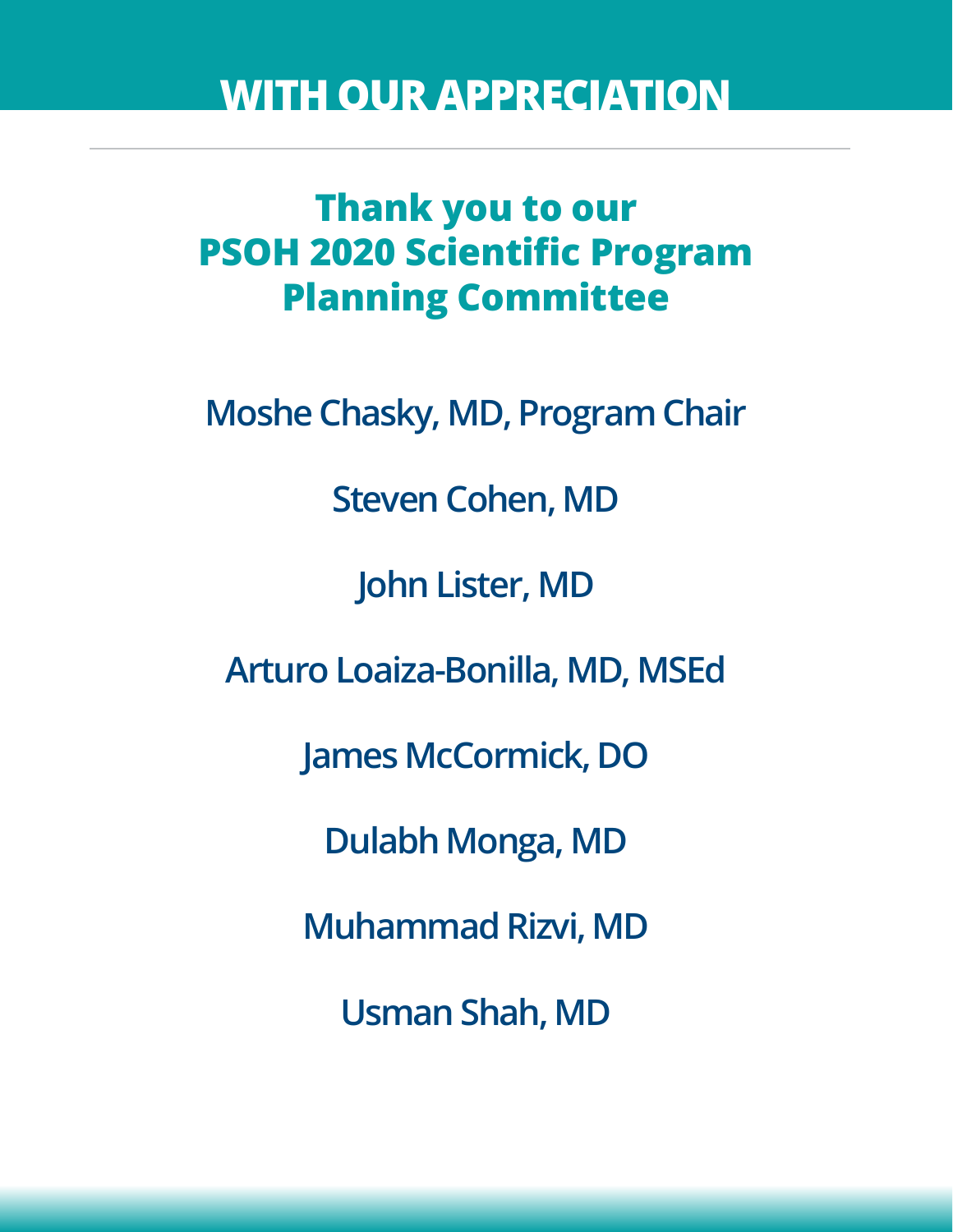# WITH OUR APPRECIATION

## Thank you to our PSOH 2020 Scientific Program Planning Committee

**Moshe Chasky, MD, Program Chair**

**Steven Cohen, MD**

**John Lister, MD**

**Arturo Loaiza-Bonilla, MD, MSEd**

**James McCormick, DO**

**Dulabh Monga, MD**

**Muhammad Rizvi, MD**

**Usman Shah, MD**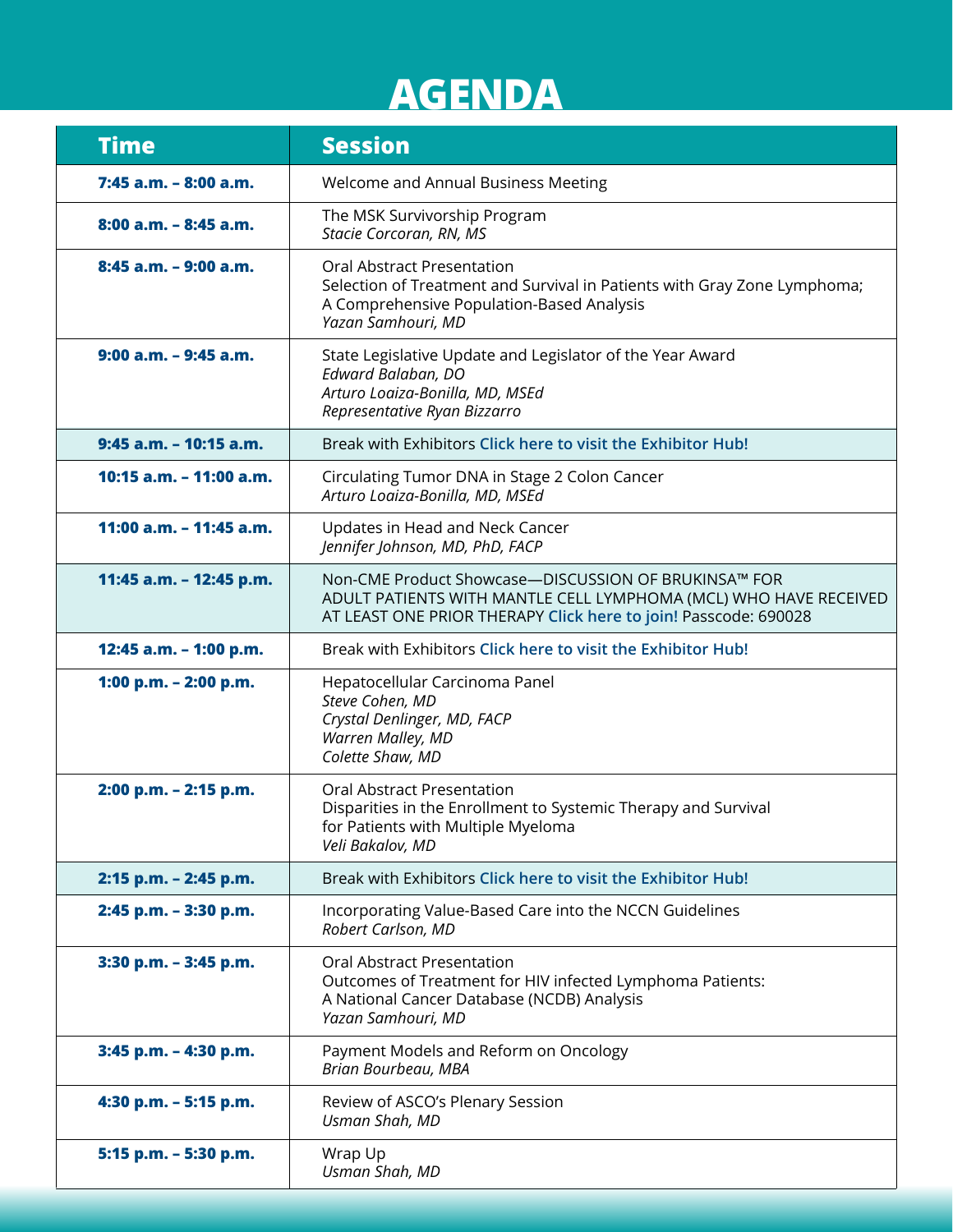# AGENDA

| Time | Session |
|---|---|
| **7:45 a.m. – 8:00 a.m.** | Welcome and Annual Business Meeting |
| **8:00 a.m. – 8:45 a.m.** | The MSK Survivorship Program<br>*Stacie Corcoran, RN, MS* |
| **8:45 a.m. – 9:00 a.m.** | Oral Abstract Presentation<br>Selection of Treatment and Survival in Patients with Gray Zone Lymphoma; A Comprehensive Population-Based Analysis<br>*Yazan Samhouri, MD* |
| **9:00 a.m. – 9:45 a.m.** | State Legislative Update and Legislator of the Year Award<br>*Edward Balaban, DO*<br>*Arturo Loaiza-Bonilla, MD, MSEd*<br>*Representative Ryan Bizzarro* |
| **9:45 a.m. – 10:15 a.m.** | Break with Exhibitors **Click here to visit the Exhibitor Hub!** |
| **10:15 a.m. – 11:00 a.m.** | Circulating Tumor DNA in Stage 2 Colon Cancer<br>*Arturo Loaiza-Bonilla, MD, MSEd* |
| **11:00 a.m. – 11:45 a.m.** | Updates in Head and Neck Cancer<br>*Jennifer Johnson, MD, PhD, FACP* |
| **11:45 a.m. – 12:45 p.m.** | Non-CME Product Showcase—DISCUSSION OF BRUKINSA™ FOR ADULT PATIENTS WITH MANTLE CELL LYMPHOMA (MCL) WHO HAVE RECEIVED AT LEAST ONE PRIOR THERAPY **Click here to join!** Passcode: 690028 |
| **12:45 a.m. – 1:00 p.m.** | Break with Exhibitors **Click here to visit the Exhibitor Hub!** |
| **1:00 p.m. – 2:00 p.m.** | Hepatocellular Carcinoma Panel<br>*Steve Cohen, MD*<br>*Crystal Denlinger, MD, FACP*<br>*Warren Malley, MD*<br>*Colette Shaw, MD* |
| **2:00 p.m. – 2:15 p.m.** | Oral Abstract Presentation<br>Disparities in the Enrollment to Systemic Therapy and Survival for Patients with Multiple Myeloma<br>*Veli Bakalov, MD* |
| **2:15 p.m. – 2:45 p.m.** | Break with Exhibitors **Click here to visit the Exhibitor Hub!** |
| **2:45 p.m. – 3:30 p.m.** | Incorporating Value-Based Care into the NCCN Guidelines<br>*Robert Carlson, MD* |
| **3:30 p.m. – 3:45 p.m.** | Oral Abstract Presentation<br>Outcomes of Treatment for HIV infected Lymphoma Patients: A National Cancer Database (NCDB) Analysis<br>*Yazan Samhouri, MD* |
| **3:45 p.m. – 4:30 p.m.** | Payment Models and Reform on Oncology<br>*Brian Bourbeau, MBA* |
| **4:30 p.m. – 5:15 p.m.** | Review of ASCO's Plenary Session<br>*Usman Shah, MD* |
| **5:15 p.m. – 5:30 p.m.** | Wrap Up<br>*Usman Shah, MD* |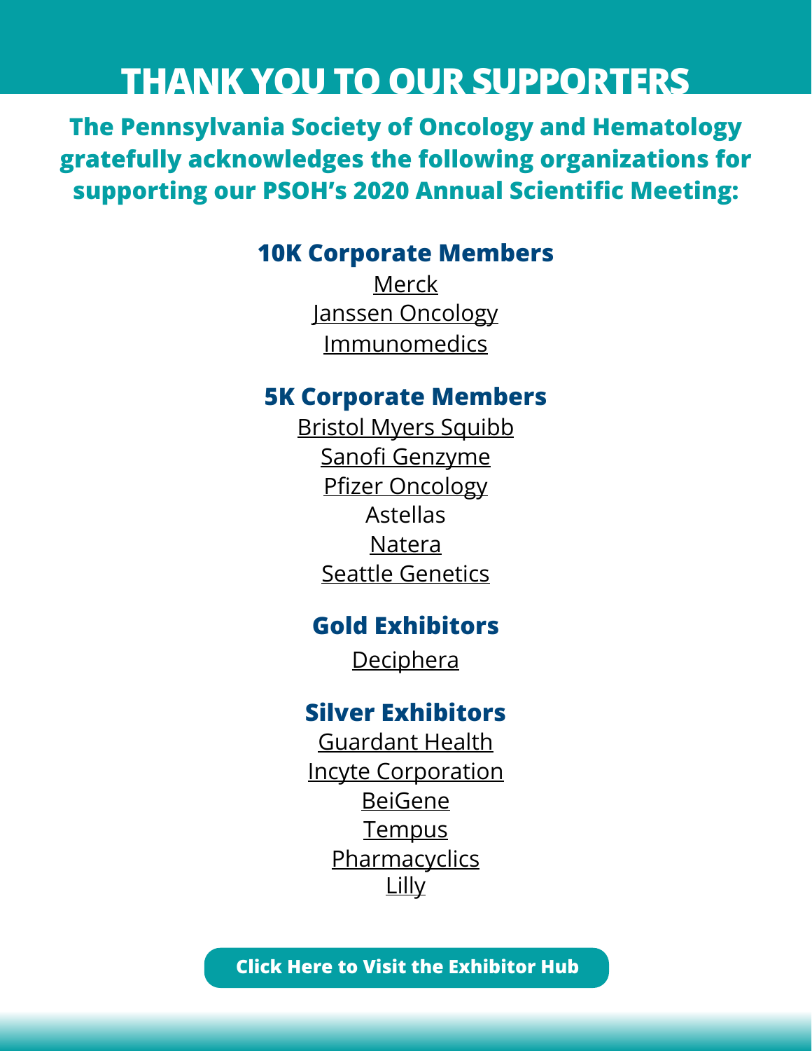# THANK YOU TO OUR SUPPORTERS

**The Pennsylvania Society of Oncology and Hematology gratefully acknowledges the following organizations for supporting our PSOH's 2020 Annual Scientific Meeting:**

## 10K Corporate Members

Merck
Janssen Oncology
Immunomedics

## 5K Corporate Members

Bristol Myers Squibb
Sanofi Genzyme
Pfizer Oncology
Astellas
Natera
Seattle Genetics

## Gold Exhibitors

Deciphera

## Silver Exhibitors

Guardant Health
Incyte Corporation
BeiGene
Tempus
Pharmacyclics
Lilly

**Click Here to Visit the Exhibitor Hub**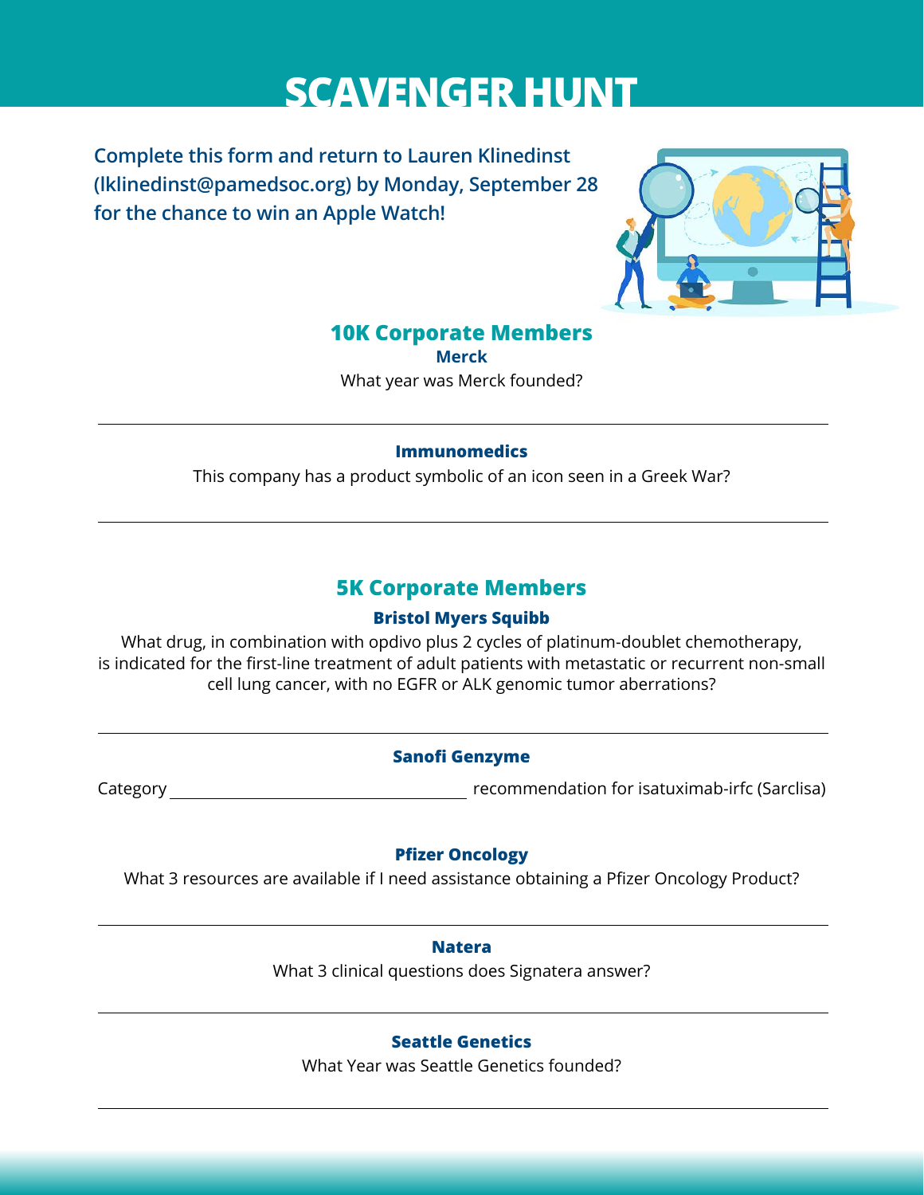# SCAVENGER HUNT

**Complete this form and return to Lauren Klinedinst (lklinedinst@pamedsoc.org) by Monday, September 28 for the chance to win an Apple Watch!**

## 10K Corporate Members

### Merck

What year was Merck founded?

---

### Immunomedics

This company has a product symbolic of an icon seen in a Greek War?

---

## 5K Corporate Members

### Bristol Myers Squibb

What drug, in combination with opdivo plus 2 cycles of platinum-doublet chemotherapy, is indicated for the first-line treatment of adult patients with metastatic or recurrent non-small cell lung cancer, with no EGFR or ALK genomic tumor aberrations?

---

### Sanofi Genzyme

Category ______________________ recommendation for isatuximab-irfc (Sarclisa)

### Pfizer Oncology

What 3 resources are available if I need assistance obtaining a Pfizer Oncology Product?

---

### Natera

What 3 clinical questions does Signatera answer?

---

### Seattle Genetics

What Year was Seattle Genetics founded?

---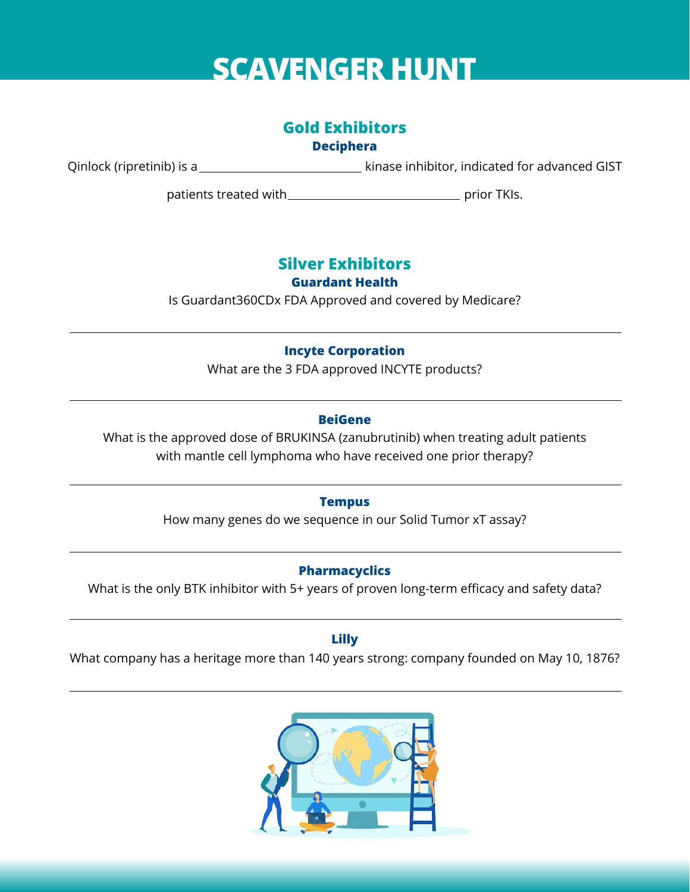# SCAVENGER HUNT

## Gold Exhibitors

### Deciphera

Qinlock (ripretinib) is a \_\_\_\_\_\_\_\_\_\_\_\_\_\_\_\_\_\_\_\_ kinase inhibitor, indicated for advanced GIST patients treated with \_\_\_\_\_\_\_\_\_\_\_\_\_\_\_\_\_\_\_\_ prior TKIs.

## Silver Exhibitors

### Guardant Health

Is Guardant360CDx FDA Approved and covered by Medicare?

---

### Incyte Corporation

What are the 3 FDA approved INCYTE products?

---

### BeiGene

What is the approved dose of BRUKINSA (zanubrutinib) when treating adult patients with mantle cell lymphoma who have received one prior therapy?

---

### Tempus

How many genes do we sequence in our Solid Tumor xT assay?

---

### Pharmacyclics

What is the only BTK inhibitor with 5+ years of proven long-term efficacy and safety data?

---

### Lilly

What company has a heritage more than 140 years strong: company founded on May 10, 1876?

---